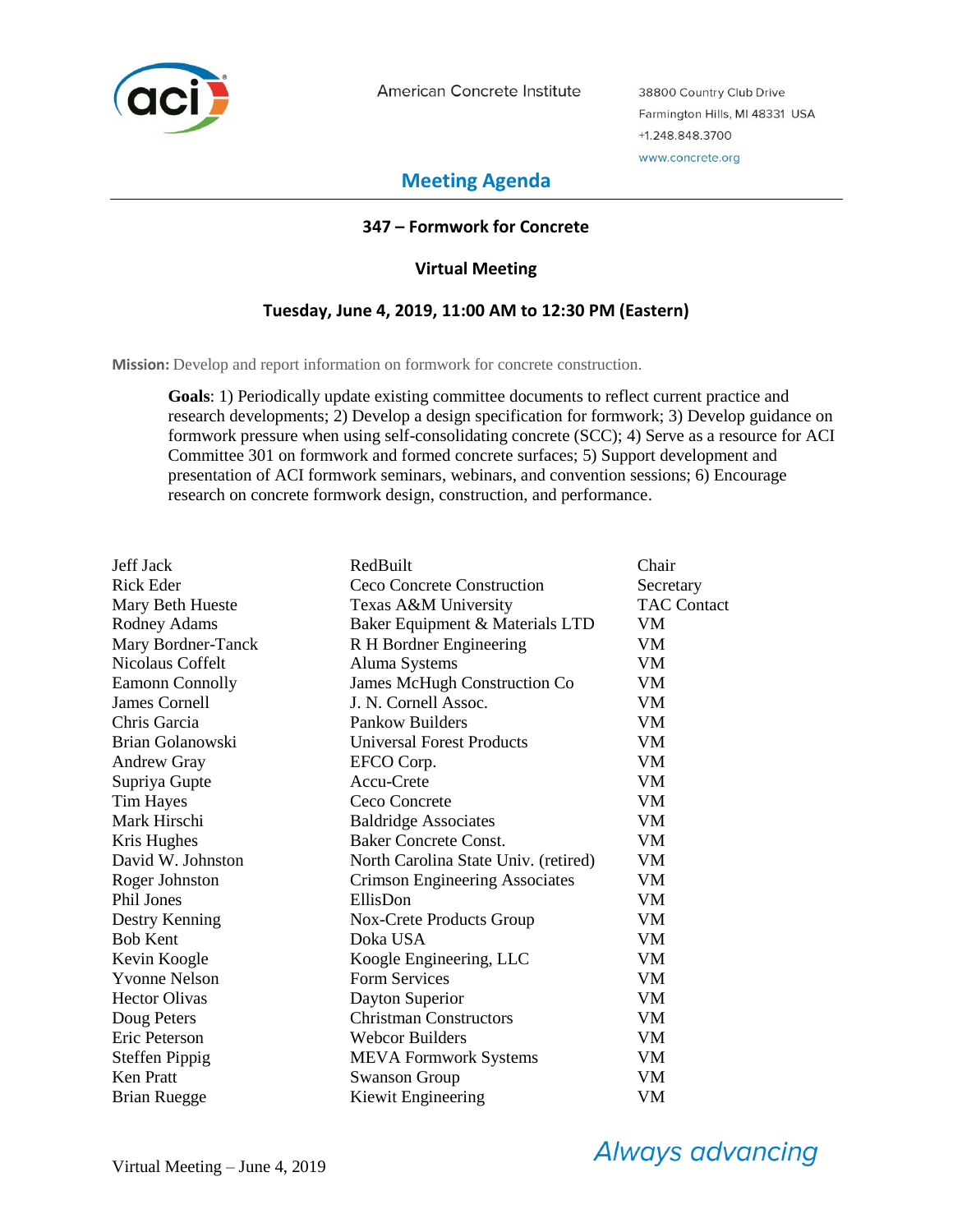American Concrete Institute

38800 Country Club Drive
Farmington Hills, MI 48331 USA
+1.248.848.3700
www.concrete.org

# Meeting Agenda

## 347 – Formwork for Concrete

### Virtual Meeting

### Tuesday, June 4, 2019, 11:00 AM to 12:30 PM (Eastern)

**Mission:** Develop and report information on formwork for concrete construction.

> **Goals**: 1) Periodically update existing committee documents to reflect current practice and research developments; 2) Develop a design specification for formwork; 3) Develop guidance on formwork pressure when using self-consolidating concrete (SCC); 4) Serve as a resource for ACI Committee 301 on formwork and formed concrete surfaces; 5) Support development and presentation of ACI formwork seminars, webinars, and convention sessions; 6) Encourage research on concrete formwork design, construction, and performance.

| | | |
|---|---|---|
| Jeff Jack | RedBuilt | Chair |
| Rick Eder | Ceco Concrete Construction | Secretary |
| Mary Beth Hueste | Texas A&M University | TAC Contact |
| Rodney Adams | Baker Equipment & Materials LTD | VM |
| Mary Bordner-Tanck | R H Bordner Engineering | VM |
| Nicolaus Coffelt | Aluma Systems | VM |
| Eamonn Connolly | James McHugh Construction Co | VM |
| James Cornell | J. N. Cornell Assoc. | VM |
| Chris Garcia | Pankow Builders | VM |
| Brian Golanowski | Universal Forest Products | VM |
| Andrew Gray | EFCO Corp. | VM |
| Supriya Gupte | Accu-Crete | VM |
| Tim Hayes | Ceco Concrete | VM |
| Mark Hirschi | Baldridge Associates | VM |
| Kris Hughes | Baker Concrete Const. | VM |
| David W. Johnston | North Carolina State Univ. (retired) | VM |
| Roger Johnston | Crimson Engineering Associates | VM |
| Phil Jones | EllisDon | VM |
| Destry Kenning | Nox-Crete Products Group | VM |
| Bob Kent | Doka USA | VM |
| Kevin Koogle | Koogle Engineering, LLC | VM |
| Yvonne Nelson | Form Services | VM |
| Hector Olivas | Dayton Superior | VM |
| Doug Peters | Christman Constructors | VM |
| Eric Peterson | Webcor Builders | VM |
| Steffen Pippig | MEVA Formwork Systems | VM |
| Ken Pratt | Swanson Group | VM |
| Brian Ruegge | Kiewit Engineering | VM |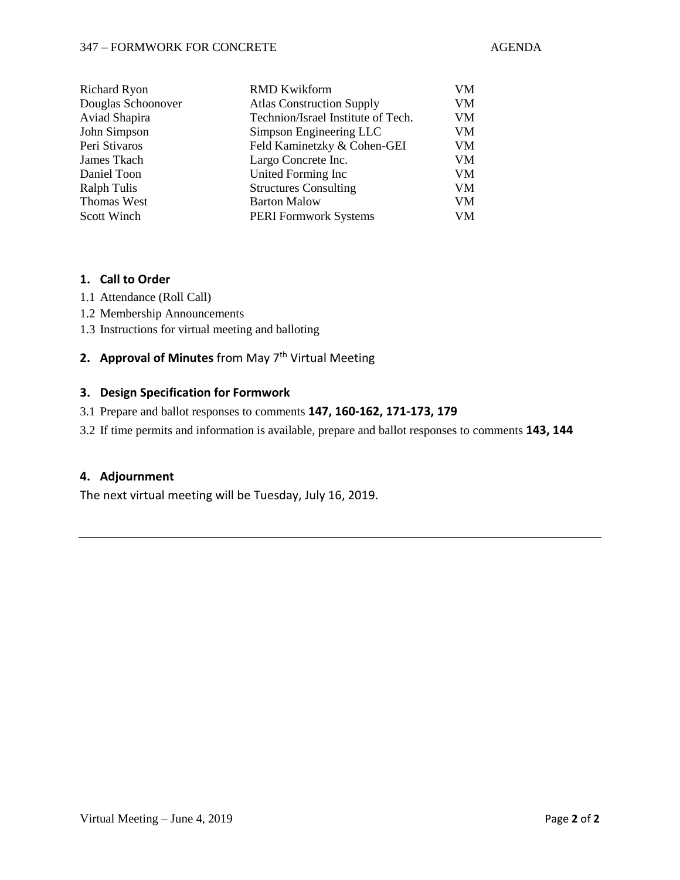| | | |
|---|---|---|
| Richard Ryon | RMD Kwikform | VM |
| Douglas Schoonover | Atlas Construction Supply | VM |
| Aviad Shapira | Technion/Israel Institute of Tech. | VM |
| John Simpson | Simpson Engineering LLC | VM |
| Peri Stivaros | Feld Kaminetzky & Cohen-GEI | VM |
| James Tkach | Largo Concrete Inc. | VM |
| Daniel Toon | United Forming Inc | VM |
| Ralph Tulis | Structures Consulting | VM |
| Thomas West | Barton Malow | VM |
| Scott Winch | PERI Formwork Systems | VM |

## 1. Call to Order

1.1 Attendance (Roll Call)

1.2 Membership Announcements

1.3 Instructions for virtual meeting and balloting

## 2. Approval of Minutes from May 7th Virtual Meeting

## 3. Design Specification for Formwork

3.1 Prepare and ballot responses to comments **147, 160-162, 171-173, 179**

3.2 If time permits and information is available, prepare and ballot responses to comments **143, 144**

## 4. Adjournment

The next virtual meeting will be Tuesday, July 16, 2019.